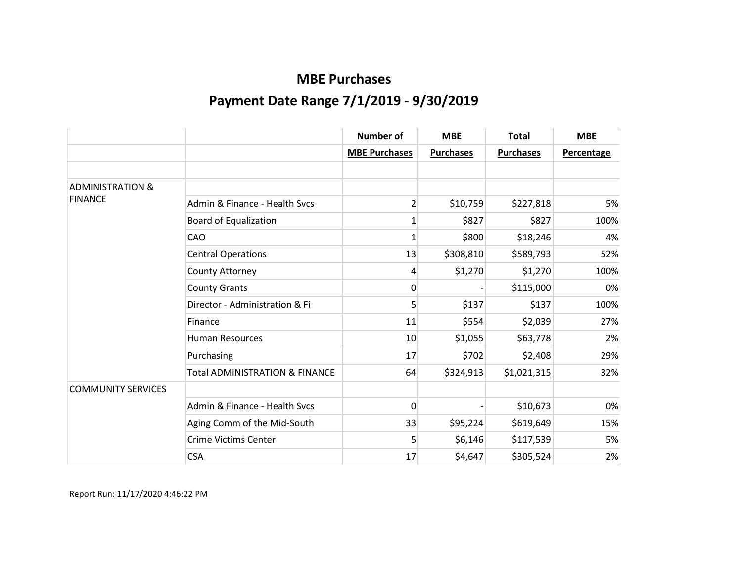# MBE Purchases

## Payment Date Range 7/1/2019 - 9/30/2019

| | | Number of | MBE | Total | MBE |
|---|---|---|---|---|---|
| | | MBE Purchases | Purchases | Purchases | Percentage |
| | | | | | |
| ADMINISTRATION & FINANCE | | | | | |
| | Admin & Finance - Health Svcs | 2 | $10,759 | $227,818 | 5% |
| | Board of Equalization | 1 | $827 | $827 | 100% |
| | CAO | 1 | $800 | $18,246 | 4% |
| | Central Operations | 13 | $308,810 | $589,793 | 52% |
| | County Attorney | 4 | $1,270 | $1,270 | 100% |
| | County Grants | 0 | - | $115,000 | 0% |
| | Director - Administration & Fi | 5 | $137 | $137 | 100% |
| | Finance | 11 | $554 | $2,039 | 27% |
| | Human Resources | 10 | $1,055 | $63,778 | 2% |
| | Purchasing | 17 | $702 | $2,408 | 29% |
| | Total ADMINISTRATION & FINANCE | 64 | $324,913 | $1,021,315 | 32% |
| COMMUNITY SERVICES | | | | | |
| | Admin & Finance - Health Svcs | 0 | - | $10,673 | 0% |
| | Aging Comm of the Mid-South | 33 | $95,224 | $619,649 | 15% |
| | Crime Victims Center | 5 | $6,146 | $117,539 | 5% |
| | CSA | 17 | $4,647 | $305,524 | 2% |

Report Run: 11/17/2020 4:46:22 PM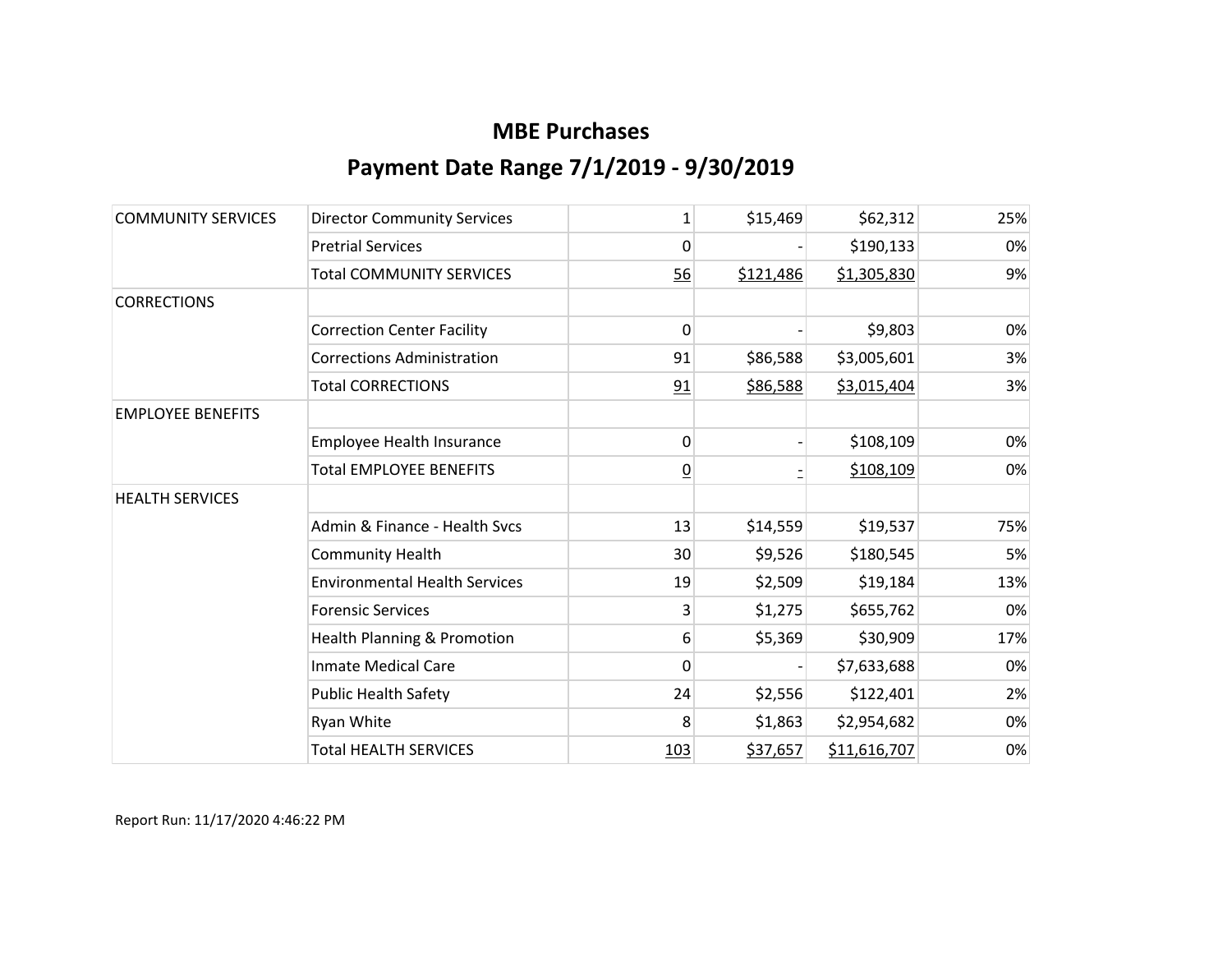# MBE Purchases

## Payment Date Range 7/1/2019 - 9/30/2019

| | | | | | |
|---|---|---|---|---|---|
| COMMUNITY SERVICES | Director Community Services | 1 | $15,469 | $62,312 | 25% |
| | Pretrial Services | 0 | - | $190,133 | 0% |
| | Total COMMUNITY SERVICES | 56 | $121,486 | $1,305,830 | 9% |
| CORRECTIONS | | | | | |
| | Correction Center Facility | 0 | - | $9,803 | 0% |
| | Corrections Administration | 91 | $86,588 | $3,005,601 | 3% |
| | Total CORRECTIONS | 91 | $86,588 | $3,015,404 | 3% |
| EMPLOYEE BENEFITS | | | | | |
| | Employee Health Insurance | 0 | - | $108,109 | 0% |
| | Total EMPLOYEE BENEFITS | 0 | - | $108,109 | 0% |
| HEALTH SERVICES | | | | | |
| | Admin & Finance - Health Svcs | 13 | $14,559 | $19,537 | 75% |
| | Community Health | 30 | $9,526 | $180,545 | 5% |
| | Environmental Health Services | 19 | $2,509 | $19,184 | 13% |
| | Forensic Services | 3 | $1,275 | $655,762 | 0% |
| | Health Planning & Promotion | 6 | $5,369 | $30,909 | 17% |
| | Inmate Medical Care | 0 | - | $7,633,688 | 0% |
| | Public Health Safety | 24 | $2,556 | $122,401 | 2% |
| | Ryan White | 8 | $1,863 | $2,954,682 | 0% |
| | Total HEALTH SERVICES | 103 | $37,657 | $11,616,707 | 0% |

Report Run: 11/17/2020 4:46:22 PM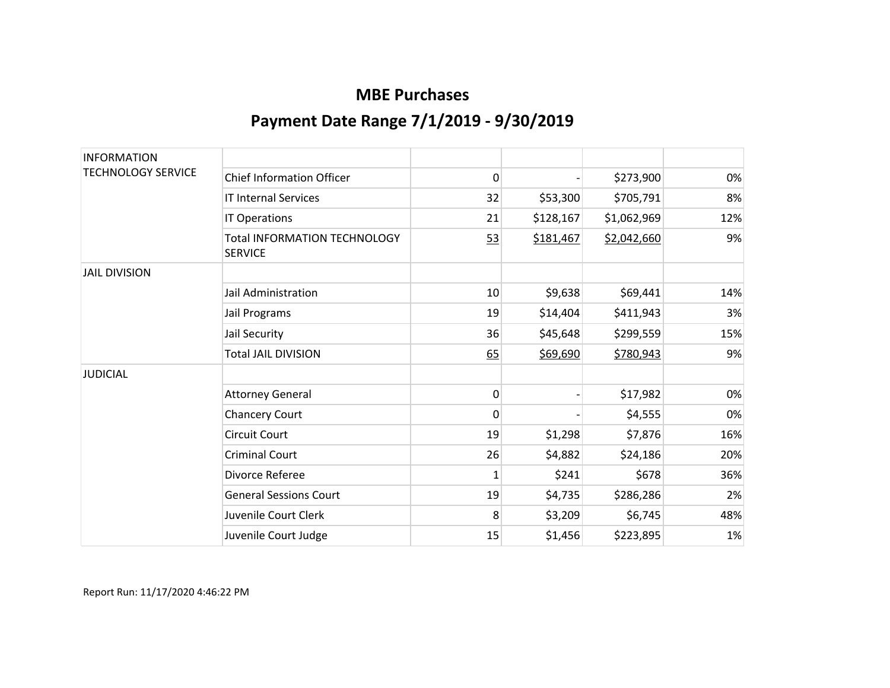# MBE Purchases

## Payment Date Range 7/1/2019 - 9/30/2019

| | | | | | |
|---|---|---|---|---|---|
| INFORMATION TECHNOLOGY SERVICE | | | | | |
| | Chief Information Officer | 0 | - | $273,900 | 0% |
| | IT Internal Services | 32 | $53,300 | $705,791 | 8% |
| | IT Operations | 21 | $128,167 | $1,062,969 | 12% |
| | Total INFORMATION TECHNOLOGY SERVICE | 53 | $181,467 | $2,042,660 | 9% |
| JAIL DIVISION | | | | | |
| | Jail Administration | 10 | $9,638 | $69,441 | 14% |
| | Jail Programs | 19 | $14,404 | $411,943 | 3% |
| | Jail Security | 36 | $45,648 | $299,559 | 15% |
| | Total JAIL DIVISION | 65 | $69,690 | $780,943 | 9% |
| JUDICIAL | | | | | |
| | Attorney General | 0 | - | $17,982 | 0% |
| | Chancery Court | 0 | - | $4,555 | 0% |
| | Circuit Court | 19 | $1,298 | $7,876 | 16% |
| | Criminal Court | 26 | $4,882 | $24,186 | 20% |
| | Divorce Referee | 1 | $241 | $678 | 36% |
| | General Sessions Court | 19 | $4,735 | $286,286 | 2% |
| | Juvenile Court Clerk | 8 | $3,209 | $6,745 | 48% |
| | Juvenile Court Judge | 15 | $1,456 | $223,895 | 1% |

Report Run: 11/17/2020 4:46:22 PM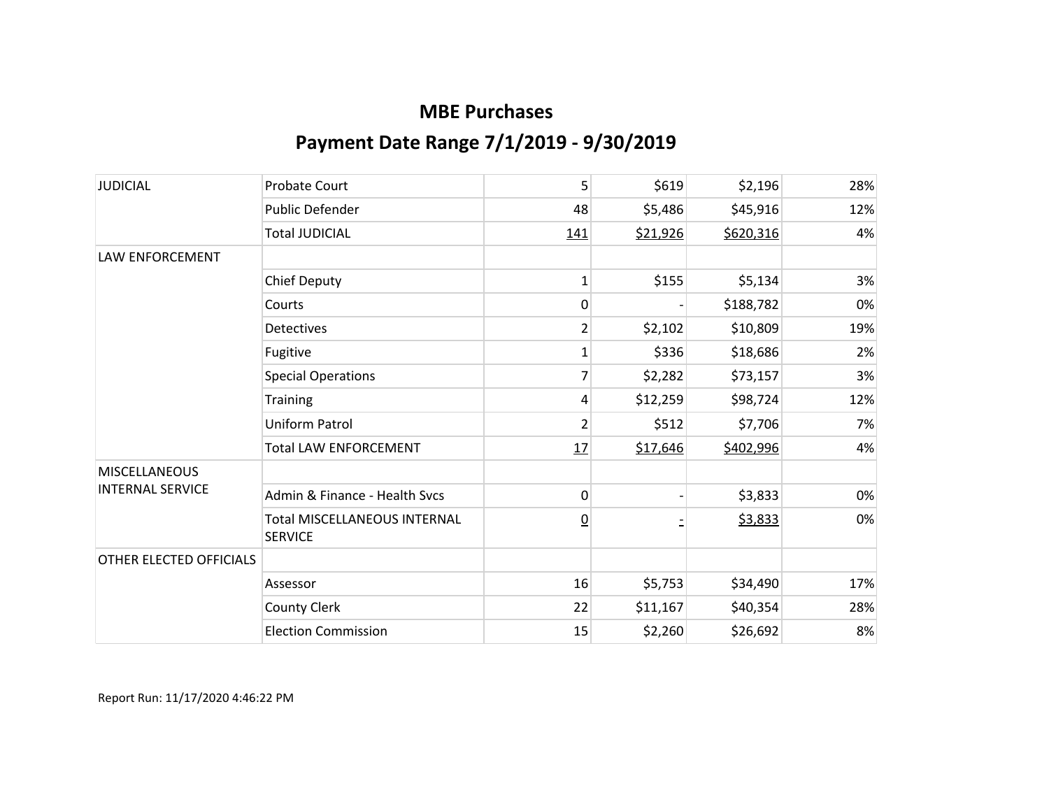# MBE Purchases

## Payment Date Range 7/1/2019 - 9/30/2019

| | | | | | |
|---|---|---|---|---|---|
| JUDICIAL | Probate Court | 5 | $619 | $2,196 | 28% |
| | Public Defender | 48 | $5,486 | $45,916 | 12% |
| | Total JUDICIAL | 141 | $21,926 | $620,316 | 4% |
| LAW ENFORCEMENT | | | | | |
| | Chief Deputy | 1 | $155 | $5,134 | 3% |
| | Courts | 0 | - | $188,782 | 0% |
| | Detectives | 2 | $2,102 | $10,809 | 19% |
| | Fugitive | 1 | $336 | $18,686 | 2% |
| | Special Operations | 7 | $2,282 | $73,157 | 3% |
| | Training | 4 | $12,259 | $98,724 | 12% |
| | Uniform Patrol | 2 | $512 | $7,706 | 7% |
| | Total LAW ENFORCEMENT | 17 | $17,646 | $402,996 | 4% |
| MISCELLANEOUS INTERNAL SERVICE | | | | | |
| | Admin & Finance - Health Svcs | 0 | - | $3,833 | 0% |
| | Total MISCELLANEOUS INTERNAL SERVICE | 0 | - | $3,833 | 0% |
| OTHER ELECTED OFFICIALS | | | | | |
| | Assessor | 16 | $5,753 | $34,490 | 17% |
| | County Clerk | 22 | $11,167 | $40,354 | 28% |
| | Election Commission | 15 | $2,260 | $26,692 | 8% |

Report Run: 11/17/2020 4:46:22 PM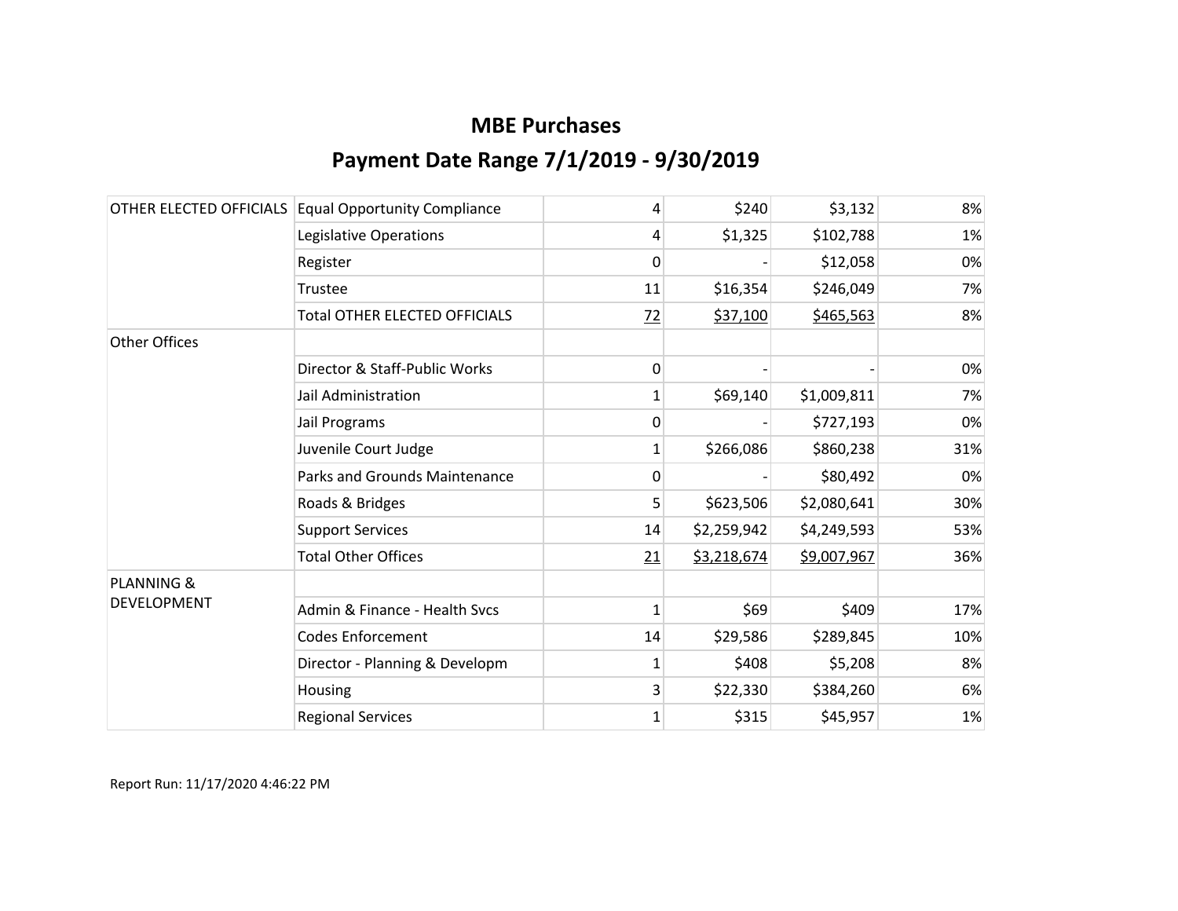# MBE Purchases

## Payment Date Range 7/1/2019 - 9/30/2019

| | | | | | |
|---|---|---|---|---|---|
| OTHER ELECTED OFFICIALS | Equal Opportunity Compliance | 4 | $240 | $3,132 | 8% |
| | Legislative Operations | 4 | $1,325 | $102,788 | 1% |
| | Register | 0 | - | $12,058 | 0% |
| | Trustee | 11 | $16,354 | $246,049 | 7% |
| | Total OTHER ELECTED OFFICIALS | 72 | $37,100 | $465,563 | 8% |
| Other Offices | | | | | |
| | Director & Staff-Public Works | 0 | - | - | 0% |
| | Jail Administration | 1 | $69,140 | $1,009,811 | 7% |
| | Jail Programs | 0 | - | $727,193 | 0% |
| | Juvenile Court Judge | 1 | $266,086 | $860,238 | 31% |
| | Parks and Grounds Maintenance | 0 | - | $80,492 | 0% |
| | Roads & Bridges | 5 | $623,506 | $2,080,641 | 30% |
| | Support Services | 14 | $2,259,942 | $4,249,593 | 53% |
| | Total Other Offices | 21 | $3,218,674 | $9,007,967 | 36% |
| PLANNING & DEVELOPMENT | | | | | |
| | Admin & Finance - Health Svcs | 1 | $69 | $409 | 17% |
| | Codes Enforcement | 14 | $29,586 | $289,845 | 10% |
| | Director - Planning & Developm | 1 | $408 | $5,208 | 8% |
| | Housing | 3 | $22,330 | $384,260 | 6% |
| | Regional Services | 1 | $315 | $45,957 | 1% |

Report Run: 11/17/2020 4:46:22 PM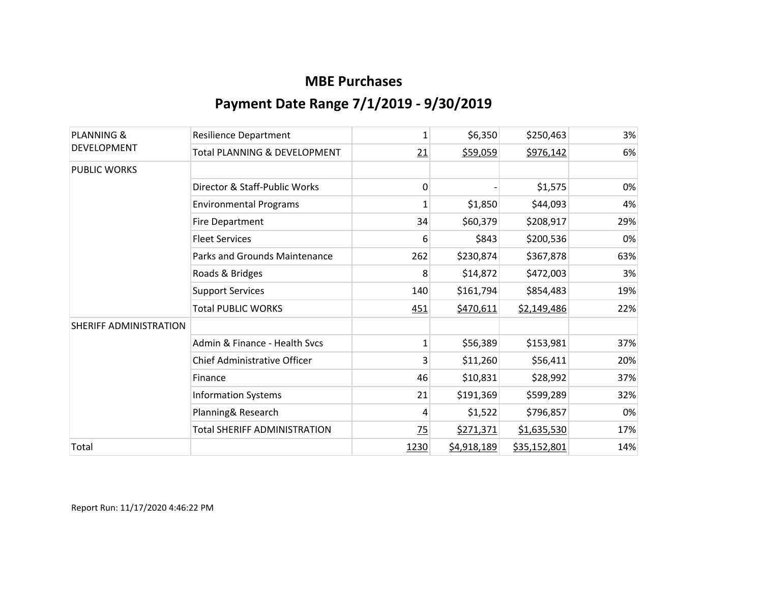# MBE Purchases

## Payment Date Range 7/1/2019 - 9/30/2019

| | | | | | |
|---|---|---|---|---|---|
| PLANNING & DEVELOPMENT | Resilience Department | 1 | $6,350 | $250,463 | 3% |
| | Total PLANNING & DEVELOPMENT | 21 | $59,059 | $976,142 | 6% |
| PUBLIC WORKS | | | | | |
| | Director & Staff-Public Works | 0 | - | $1,575 | 0% |
| | Environmental Programs | 1 | $1,850 | $44,093 | 4% |
| | Fire Department | 34 | $60,379 | $208,917 | 29% |
| | Fleet Services | 6 | $843 | $200,536 | 0% |
| | Parks and Grounds Maintenance | 262 | $230,874 | $367,878 | 63% |
| | Roads & Bridges | 8 | $14,872 | $472,003 | 3% |
| | Support Services | 140 | $161,794 | $854,483 | 19% |
| | Total PUBLIC WORKS | 451 | $470,611 | $2,149,486 | 22% |
| SHERIFF ADMINISTRATION | | | | | |
| | Admin & Finance - Health Svcs | 1 | $56,389 | $153,981 | 37% |
| | Chief Administrative Officer | 3 | $11,260 | $56,411 | 20% |
| | Finance | 46 | $10,831 | $28,992 | 37% |
| | Information Systems | 21 | $191,369 | $599,289 | 32% |
| | Planning& Research | 4 | $1,522 | $796,857 | 0% |
| | Total SHERIFF ADMINISTRATION | 75 | $271,371 | $1,635,530 | 17% |
| Total | | 1230 | $4,918,189 | $35,152,801 | 14% |

Report Run: 11/17/2020 4:46:22 PM